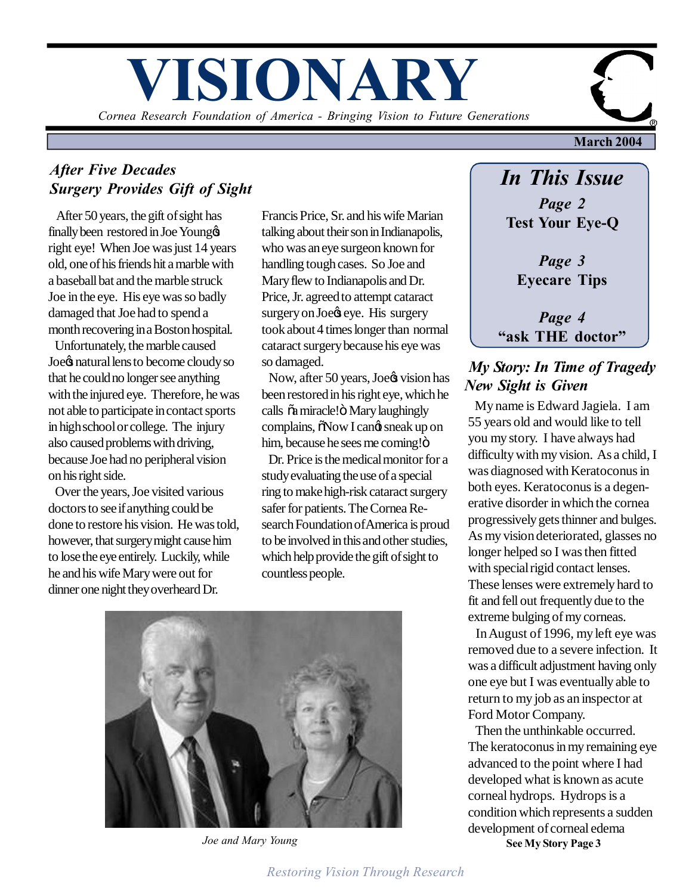# VISIONARY

*Cornea Research Foundation of America - Bringing Vision to Future Generations*

**March 2004**

## *After Five Decades Surgery Provides Gift of Sight*

After 50 years, the gift of sight has finally been restored in Joe Young's right eye! When Joe was just 14 years old, one of his friends hit a marble with a baseball bat and the marble struck Joe in the eye. His eye was so badly damaged that Joe had to spend a month recovering in a Boston hospital.

Unfortunately, the marble caused Joe's natural lens to become cloudy so that he could no longer see anything with the injured eye. Therefore, he was not able to participate in contact sports in high school or college. The injury also caused problems with driving, because Joe had no peripheral vision on his right side.

Over the years, Joe visited various doctors to see if anything could be done to restore his vision. He was told, however, that surgery might cause him to lose the eye entirely. Luckily, while he and his wife Mary were out for dinner one night they overheard Dr. Francis Price, Sr. and his wife Marian talking about their son in Indianapolis, who was an eye surgeon known for handling tough cases. So Joe and Mary flew to Indianapolis and Dr. Price, Jr. agreed to attempt cataract surgery on Joe's eye. His surgery took about 4 times longer than normal cataract surgery because his eye was so damaged.

Now, after 50 years, Joe's vision has been restored in his right eye, which he calls "a miracle!" Mary laughingly complains, "Now I can't sneak up on him, because he sees me coming!"

Dr. Price is the medical monitor for a study evaluating the use of a special ring to make high-risk cataract surgery safer for patients. The Cornea Research Foundation of America is proud to be involved in this and other studies, which help provide the gift of sight to countless people.

*Joe and Mary Young*

## *In This Issue*

*Page 2*
**Test Your Eye-Q**

*Page 3*
**Eyecare Tips**

*Page 4*
**"ask THE doctor"**

## *My Story: In Time of Tragedy New Sight is Given*

My name is Edward Jagiela. I am 55 years old and would like to tell you my story. I have always had difficulty with my vision. As a child, I was diagnosed with Keratoconus in both eyes. Keratoconus is a degenerative disorder in which the cornea progressively gets thinner and bulges. As my vision deteriorated, glasses no longer helped so I was then fitted with special rigid contact lenses. These lenses were extremely hard to fit and fell out frequently due to the extreme bulging of my corneas.

In August of 1996, my left eye was removed due to a severe infection. It was a difficult adjustment having only one eye but I was eventually able to return to my job as an inspector at Ford Motor Company.

Then the unthinkable occurred. The keratoconus in my remaining eye advanced to the point where I had developed what is known as acute corneal hydrops. Hydrops is a condition which represents a sudden development of corneal edema

**See My Story Page 3**

*Restoring Vision Through Research*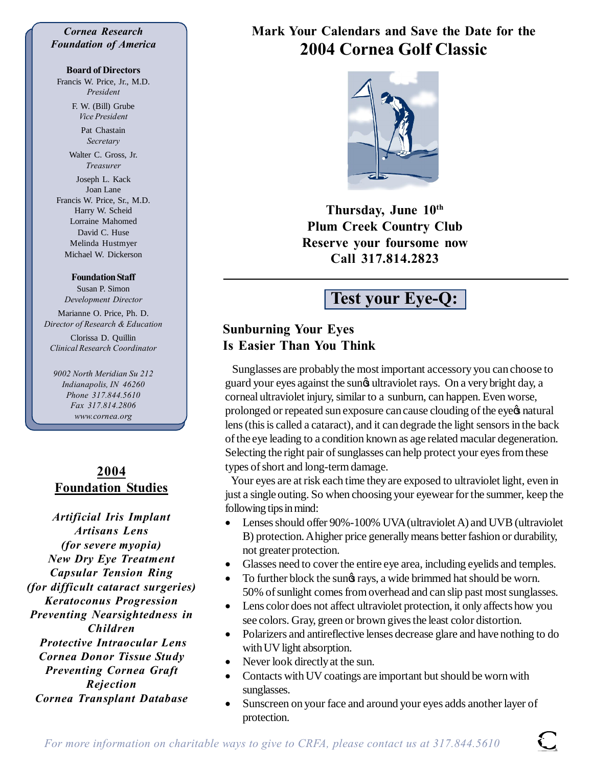*Cornea Research Foundation of America*

**Board of Directors**

Francis W. Price, Jr., M.D.
*President*

F. W. (Bill) Grube
*Vice President*

Pat Chastain
*Secretary*

Walter C. Gross, Jr.
*Treasurer*

Joseph L. Kack
Joan Lane
Francis W. Price, Sr., M.D.
Harry W. Scheid
Lorraine Mahomed
David C. Huse
Melinda Hustmyer
Michael W. Dickerson

**Foundation Staff**

Susan P. Simon
*Development Director*

Marianne O. Price, Ph. D.
*Director of Research & Education*

Clorissa D. Quillin
*Clinical Research Coordinator*

*9002 North Meridian Su 212*
*Indianapolis, IN 46260*
*Phone 317.844.5610*
*Fax 317.814.2806*
*www.cornea.org*

## 2004 Foundation Studies

*Artificial Iris Implant*
*Artisans Lens (for severe myopia)*
*New Dry Eye Treatment*
*Capsular Tension Ring (for difficult cataract surgeries)*
*Keratoconus Progression*
*Preventing Nearsightedness in Children*
*Protective Intraocular Lens*
*Cornea Donor Tissue Study*
*Preventing Cornea Graft Rejection*
*Cornea Transplant Database*

## Mark Your Calendars and Save the Date for the 2004 Cornea Golf Classic

**Thursday, June 10th**
**Plum Creek Country Club**
**Reserve your foursome now**
**Call 317.814.2823**

---

# Test your Eye-Q:

## Sunburning Your Eyes Is Easier Than You Think

Sunglasses are probably the most important accessory you can choose to guard your eyes against the sun's ultraviolet rays. On a very bright day, a corneal ultraviolet injury, similar to a sunburn, can happen. Even worse, prolonged or repeated sun exposure can cause clouding of the eye's natural lens (this is called a cataract), and it can degrade the light sensors in the back of the eye leading to a condition known as age related macular degeneration. Selecting the right pair of sunglasses can help protect your eyes from these types of short and long-term damage.

Your eyes are at risk each time they are exposed to ultraviolet light, even in just a single outing. So when choosing your eyewear for the summer, keep the following tips in mind:

- Lenses should offer 90%-100% UVA (ultraviolet A) and UVB (ultraviolet B) protection. A higher price generally means better fashion or durability, not greater protection.
- Glasses need to cover the entire eye area, including eyelids and temples.
- To further block the sun's rays, a wide brimmed hat should be worn. 50% of sunlight comes from overhead and can slip past most sunglasses.
- Lens color does not affect ultraviolet protection, it only affects how you see colors. Gray, green or brown gives the least color distortion.
- Polarizers and antireflective lenses decrease glare and have nothing to do with UV light absorption.
- Never look directly at the sun.
- Contacts with UV coatings are important but should be worn with sunglasses.
- Sunscreen on your face and around your eyes adds another layer of protection.

*For more information on charitable ways to give to CRFA, please contact us at 317.844.5610*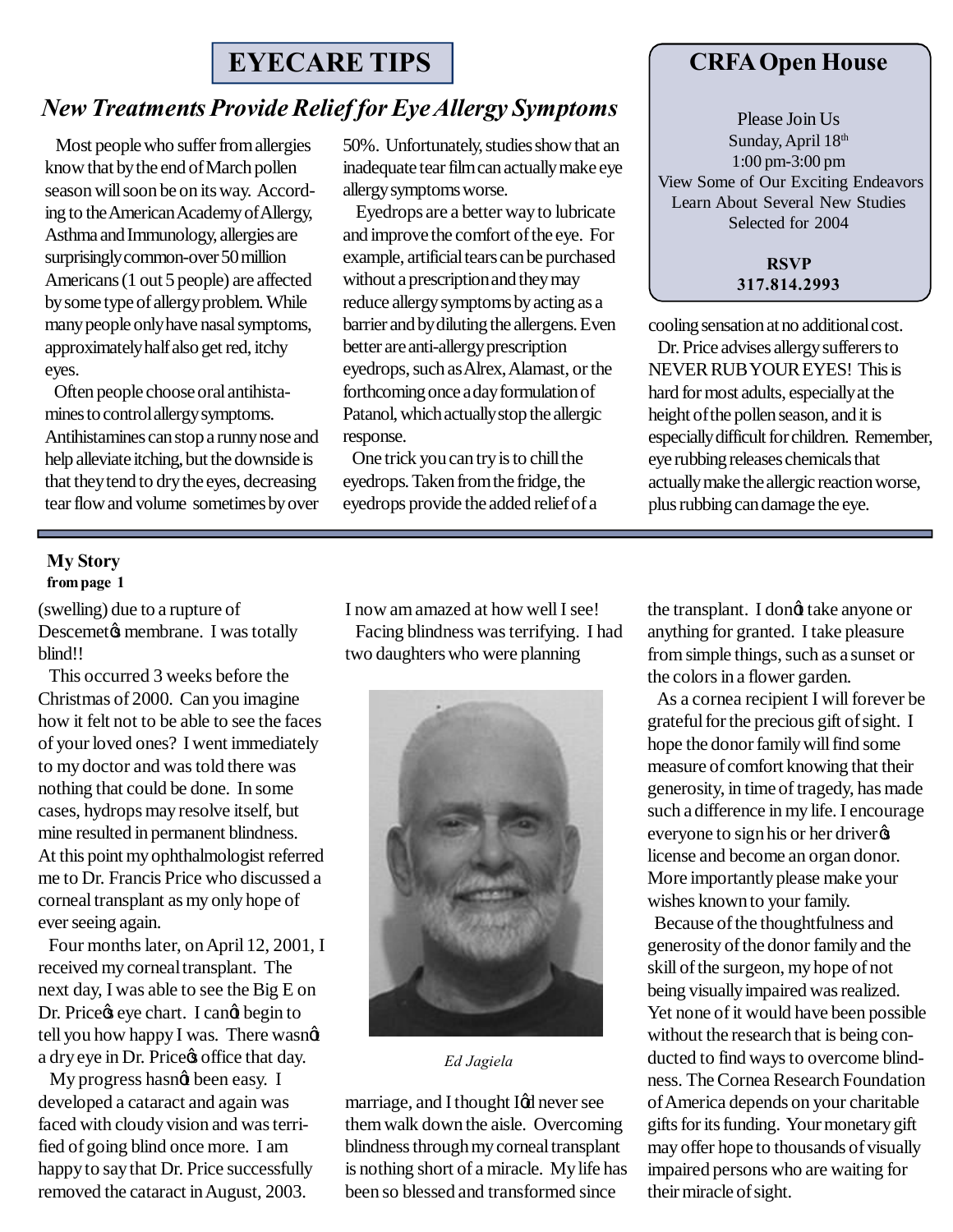# EYECARE TIPS

## *New Treatments Provide Relief for Eye Allergy Symptoms*

Most people who suffer from allergies know that by the end of March pollen season will soon be on its way. According to the American Academy of Allergy, Asthma and Immunology, allergies are surprisingly common-over 50 million Americans (1 out 5 people) are affected by some type of allergy problem. While many people only have nasal symptoms, approximately half also get red, itchy eyes.

Often people choose oral antihistamines to control allergy symptoms. Antihistamines can stop a runny nose and help alleviate itching, but the downside is that they tend to dry the eyes, decreasing tear flow and volume sometimes by over 50%. Unfortunately, studies show that an inadequate tear film can actually make eye allergy symptoms worse.

Eyedrops are a better way to lubricate and improve the comfort of the eye. For example, artificial tears can be purchased without a prescription and they may reduce allergy symptoms by acting as a barrier and by diluting the allergens. Even better are anti-allergy prescription eyedrops, such as Alrex, Alamast, or the forthcoming once a day formulation of Patanol, which actually stop the allergic response.

One trick you can try is to chill the eyedrops. Taken from the fridge, the eyedrops provide the added relief of a cooling sensation at no additional cost.

Dr. Price advises allergy sufferers to NEVER RUB YOUR EYES! This is hard for most adults, especially at the height of the pollen season, and it is especially difficult for children. Remember, eye rubbing releases chemicals that actually make the allergic reaction worse, plus rubbing can damage the eye.

## CRFA Open House

Please Join Us
Sunday, April 18th
1:00 pm-3:00 pm
View Some of Our Exciting Endeavors
Learn About Several New Studies
Selected for 2004

**RSVP**
**317.814.2993**

---

### My Story
**from page 1**

(swelling) due to a rupture of Descemet's membrane. I was totally blind!!

This occurred 3 weeks before the Christmas of 2000. Can you imagine how it felt not to be able to see the faces of your loved ones? I went immediately to my doctor and was told there was nothing that could be done. In some cases, hydrops may resolve itself, but mine resulted in permanent blindness. At this point my ophthalmologist referred me to Dr. Francis Price who discussed a corneal transplant as my only hope of ever seeing again.

Four months later, on April 12, 2001, I received my corneal transplant. The next day, I was able to see the Big E on Dr. Price's eye chart. I can't begin to tell you how happy I was. There wasn't a dry eye in Dr. Price's office that day.

My progress hasn't been easy. I developed a cataract and again was faced with cloudy vision and was terrified of going blind once more. I am happy to say that Dr. Price successfully removed the cataract in August, 2003. I now am amazed at how well I see!

Facing blindness was terrifying. I had two daughters who were planning marriage, and I thought I'd never see them walk down the aisle. Overcoming blindness through my corneal transplant is nothing short of a miracle. My life has been so blessed and transformed since the transplant. I don't take anyone or anything for granted. I take pleasure from simple things, such as a sunset or the colors in a flower garden.

*Ed Jagiela*

As a cornea recipient I will forever be grateful for the precious gift of sight. I hope the donor family will find some measure of comfort knowing that their generosity, in time of tragedy, has made such a difference in my life. I encourage everyone to sign his or her driver's license and become an organ donor. More importantly please make your wishes known to your family.

Because of the thoughtfulness and generosity of the donor family and the skill of the surgeon, my hope of not being visually impaired was realized. Yet none of it would have been possible without the research that is being conducted to find ways to overcome blindness. The Cornea Research Foundation of America depends on your charitable gifts for its funding. Your monetary gift may offer hope to thousands of visually impaired persons who are waiting for their miracle of sight.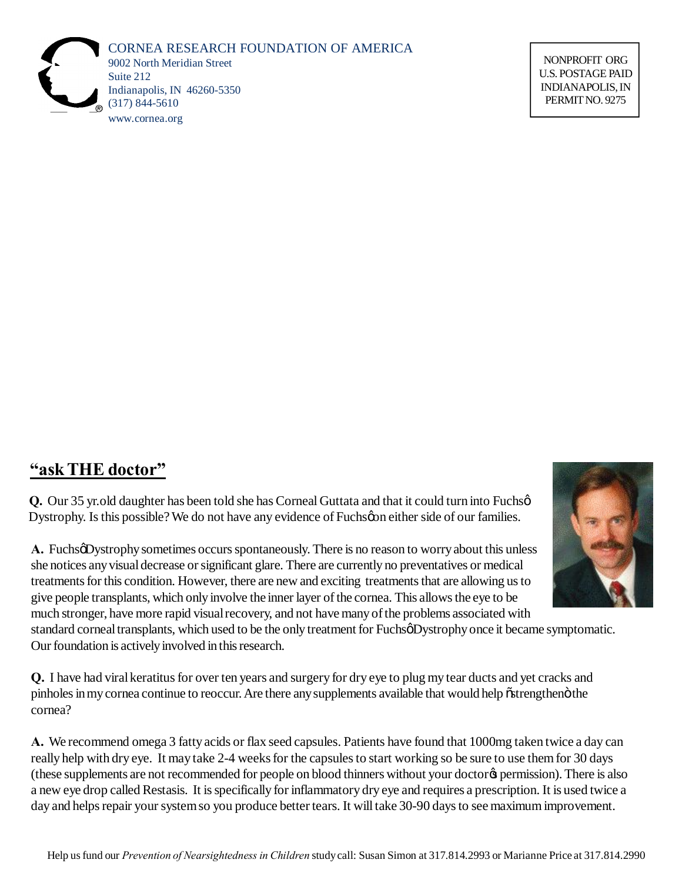CORNEA RESEARCH FOUNDATION OF AMERICA
9002 North Meridian Street
Suite 212
Indianapolis, IN 46260-5350
(317) 844-5610
www.cornea.org

NONPROFIT ORG
U.S. POSTAGE PAID
INDIANAPOLIS, IN
PERMIT NO. 9275

## "ask THE doctor"

**Q.** Our 35 yr.old daughter has been told she has Corneal Guttata and that it could turn into Fuchs' Dystrophy. Is this possible? We do not have any evidence of Fuchs' on either side of our families.

**A.** Fuchs' Dystrophy sometimes occurs spontaneously. There is no reason to worry about this unless she notices any visual decrease or significant glare. There are currently no preventatives or medical treatments for this condition. However, there are new and exciting treatments that are allowing us to give people transplants, which only involve the inner layer of the cornea. This allows the eye to be much stronger, have more rapid visual recovery, and not have many of the problems associated with standard corneal transplants, which used to be the only treatment for Fuchs' Dystrophy once it became symptomatic. Our foundation is actively involved in this research.

**Q.** I have had viral keratitus for over ten years and surgery for dry eye to plug my tear ducts and yet cracks and pinholes in my cornea continue to reoccur. Are there any supplements available that would help "strengthen" the cornea?

**A.** We recommend omega 3 fatty acids or flax seed capsules. Patients have found that 1000mg taken twice a day can really help with dry eye. It may take 2-4 weeks for the capsules to start working so be sure to use them for 30 days (these supplements are not recommended for people on blood thinners without your doctor's permission). There is also a new eye drop called Restasis. It is specifically for inflammatory dry eye and requires a prescription. It is used twice a day and helps repair your system so you produce better tears. It will take 30-90 days to see maximum improvement.

Help us fund our *Prevention of Nearsightedness in Children* study call: Susan Simon at 317.814.2993 or Marianne Price at 317.814.2990